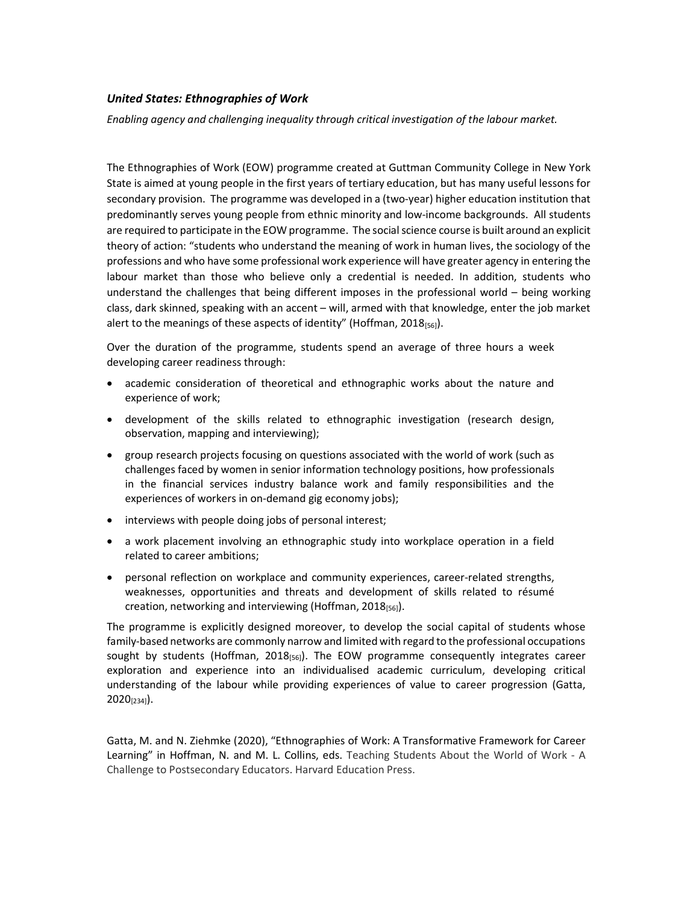### *United States: Ethnographies of Work*

*Enabling agency and challenging inequality through critical investigation of the labour market.*

The Ethnographies of Work (EOW) programme created at Guttman Community College in New York State is aimed at young people in the first years of tertiary education, but has many useful lessons for secondary provision. The programme was developed in a (two-year) higher education institution that predominantly serves young people from ethnic minority and low-income backgrounds. All students are required to participate in the EOW programme. The social science course is built around an explicit theory of action: "students who understand the meaning of work in human lives, the sociology of the professions and who have some professional work experience will have greater agency in entering the labour market than those who believe only a credential is needed. In addition, students who understand the challenges that being different imposes in the professional world – being working class, dark skinned, speaking with an accent – will, armed with that knowledge, enter the job market alert to the meanings of these aspects of identity" (Hoffman, 2018[56]).

Over the duration of the programme, students spend an average of three hours a week developing career readiness through:

- academic consideration of theoretical and ethnographic works about the nature and experience of work;
- development of the skills related to ethnographic investigation (research design, observation, mapping and interviewing);
- group research projects focusing on questions associated with the world of work (such as challenges faced by women in senior information technology positions, how professionals in the financial services industry balance work and family responsibilities and the experiences of workers in on-demand gig economy jobs);
- interviews with people doing jobs of personal interest;
- a work placement involving an ethnographic study into workplace operation in a field related to career ambitions;
- personal reflection on workplace and community experiences, career-related strengths, weaknesses, opportunities and threats and development of skills related to résumé creation, networking and interviewing (Hoffman, 2018[56]).

The programme is explicitly designed moreover, to develop the social capital of students whose family-based networks are commonly narrow and limited with regard to the professional occupations sought by students (Hoffman, 2018[56]). The EOW programme consequently integrates career exploration and experience into an individualised academic curriculum, developing critical understanding of the labour while providing experiences of value to career progression (Gatta, 2020[234]).

Gatta, M. and N. Ziehmke (2020), "Ethnographies of Work: A Transformative Framework for Career Learning" in Hoffman, N. and M. L. Collins, eds. Teaching Students About the World of Work - A Challenge to Postsecondary Educators. Harvard Education Press.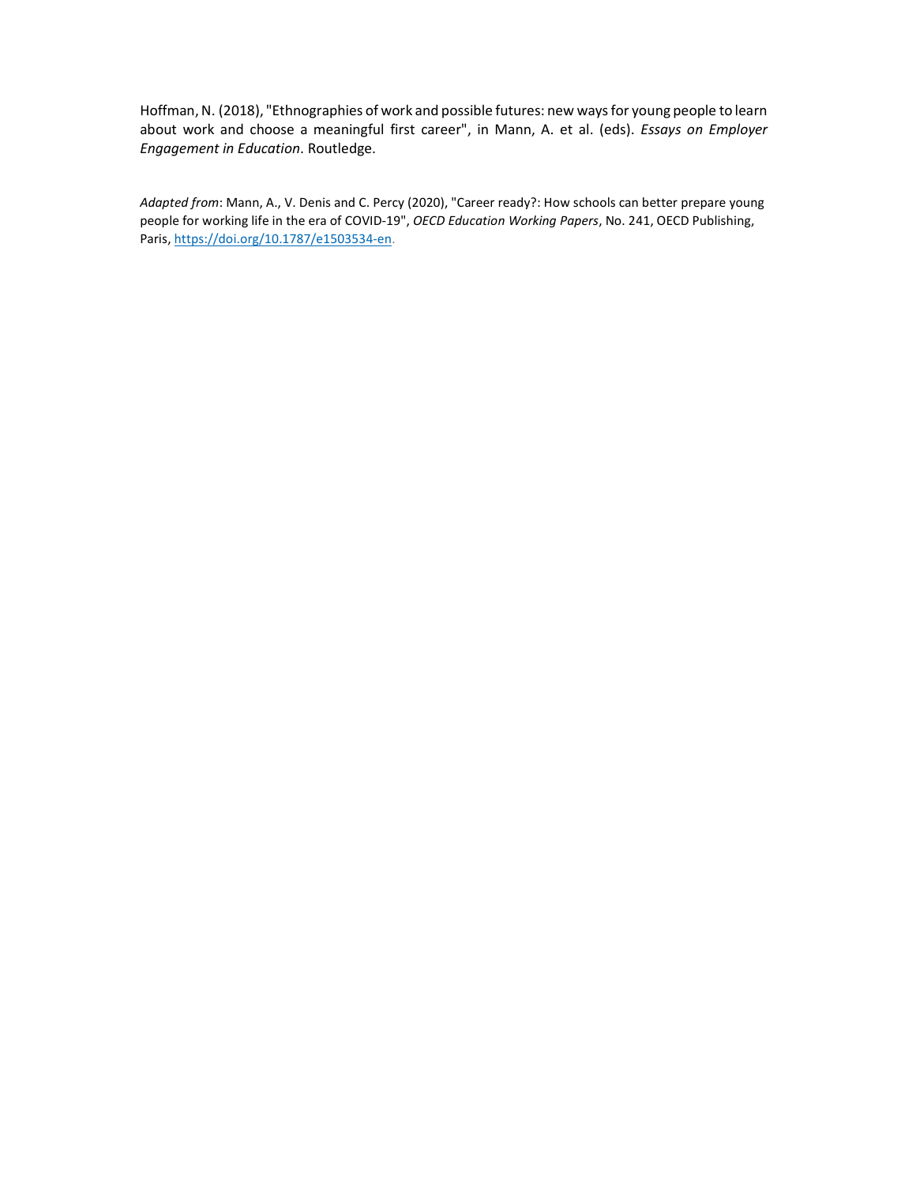Hoffman, N. (2018), "Ethnographies of work and possible futures: new ways for young people to learn about work and choose a meaningful first career", in Mann, A. et al. (eds). *Essays on Employer Engagement in Education*. Routledge.

*Adapted from*: Mann, A., V. Denis and C. Percy (2020), "Career ready?: How schools can better prepare young people for working life in the era of COVID-19", *OECD Education Working Papers*, No. 241, OECD Publishing, Paris, https://doi.org/10.1787/e1503534-en.